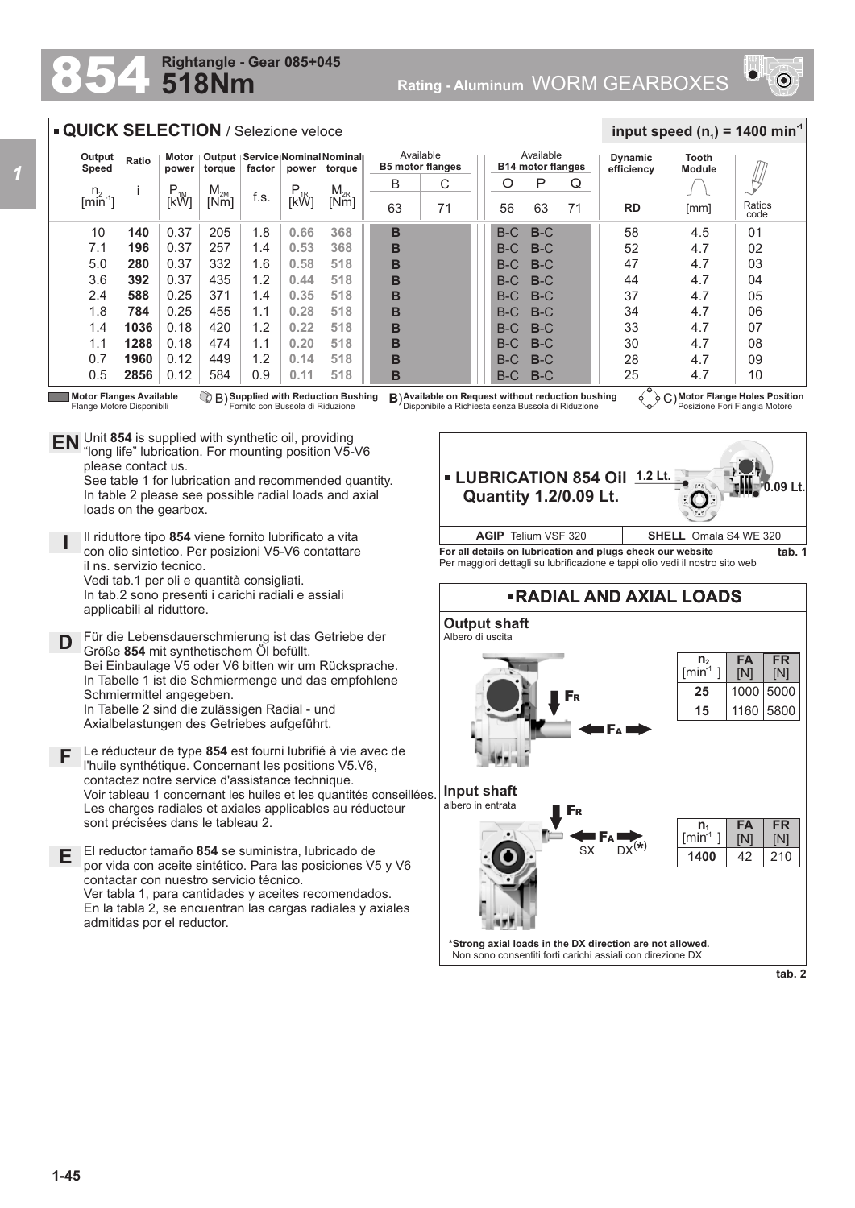# 854 518Nm

**Rightangle - Gear 085+045**

**Rating - Aluminum** WORM GEARBOXES

## QUICK SELECTION / Selezione veloce

**input speed ($n_1$) = 1400 min$^{-1}$**

| Output Speed $n_2$ [min$^{-1}$] | Ratio i | Motor power $P_{1M}$ [kW] | Output torque $M_{2M}$ [Nm] | Service factor f.s. | Nominal power $P_{1R}$ [kW] | Nominal torque $M_{2R}$ [Nm] | Available B5 motor flanges B 63 | Available B5 motor flanges C 71 | Available B14 motor flanges O 56 | Available B14 motor flanges P 63 | Available B14 motor flanges Q 71 | Dynamic efficiency RD | Tooth Module [mm] | Ratios code |
|---|---|---|---|---|---|---|---|---|---|---|---|---|---|---|
| 10 | **140** | 0.37 | 205 | 1.8 | **0.66** | **368** | **B** | | B-C | **B**-C | | 58 | 4.5 | 01 |
| 7.1 | **196** | 0.37 | 257 | 1.4 | **0.53** | **368** | **B** | | B-C | **B**-C | | 52 | 4.7 | 02 |
| 5.0 | **280** | 0.37 | 332 | 1.6 | **0.58** | **518** | **B** | | B-C | **B**-C | | 47 | 4.7 | 03 |
| 3.6 | **392** | 0.37 | 435 | 1.2 | **0.44** | **518** | **B** | | B-C | **B**-C | | 44 | 4.7 | 04 |
| 2.4 | **588** | 0.25 | 371 | 1.4 | **0.35** | **518** | **B** | | B-C | **B**-C | | 37 | 4.7 | 05 |
| 1.8 | **784** | 0.25 | 455 | 1.1 | **0.28** | **518** | **B** | | B-C | **B**-C | | 34 | 4.7 | 06 |
| 1.4 | **1036** | 0.18 | 420 | 1.2 | **0.22** | **518** | **B** | | B-C | **B**-C | | 33 | 4.7 | 07 |
| 1.1 | **1288** | 0.18 | 474 | 1.1 | **0.20** | **518** | **B** | | B-C | **B**-C | | 30 | 4.7 | 08 |
| 0.7 | **1960** | 0.12 | 449 | 1.2 | **0.14** | **518** | **B** | | B-C | **B**-C | | 28 | 4.7 | 09 |
| 0.5 | **2856** | 0.12 | 584 | 0.9 | **0.11** | **518** | **B** | | B-C | **B**-C | | 25 | 4.7 | 10 |

**Motor Flanges Available** / Flange Motore Disponibili — B) **Supplied with Reduction Bushing** / Fornito con Bussola di Riduzione — **B)** **Available on Request without reduction bushing** / Disponibile a Richiesta senza Bussola di Riduzione — C) **Motor Flange Holes Position** / Posizione Fori Flangia Motore

**EN** Unit **854** is supplied with synthetic oil, providing "long life" lubrication. For mounting position V5-V6 please contact us.
See table 1 for lubrication and recommended quantity.
In table 2 please see possible radial loads and axial loads on the gearbox.

**I** Il riduttore tipo **854** viene fornito lubrificato a vita con olio sintetico. Per posizioni V5-V6 contattare il ns. servizio tecnico.
Vedi tab.1 per oli e quantità consigliati.
In tab.2 sono presenti i carichi radiali e assiali applicabili al riduttore.

**D** Für die Lebensdauerschmierung ist das Getriebe der Größe **854** mit synthetischem Öl befüllt.
Bei Einbaulage V5 oder V6 bitten wir um Rücksprache.
In Tabelle 1 ist die Schmiermenge und das empfohlene Schmiermittel angegeben.
In Tabelle 2 sind die zulässigen Radial - und Axialbelastungen des Getriebes aufgeführt.

**F** Le réducteur de type **854** est fourni lubrifié à vie avec de l'huile synthétique. Concernant les positions V5.V6, contactez notre service d'assistance technique.
Voir tableau 1 concernant les huiles et les quantités conseillées.
Les charges radiales et axiales applicables au réducteur sont précisées dans le tableau 2.

**E** El reductor tamaño **854** se suministra, lubricado de por vida con aceite sintético. Para las posiciones V5 y V6 contactar con nuestro servicio técnico.
Ver tabla 1, para cantidades y aceites recomendados.
En la tabla 2, se encuentran las cargas radiales y axiales admitidas por el reductor.

## LUBRICATION 854 Oil Quantity 1.2/0.09 Lt.

1.2 Lt. — 0.09 Lt.

| AGIP Telium VSF 320 | SHELL Omala S4 WE 320 |
|---|---|

**For all details on lubrication and plugs check our website** — **tab. 1**
Per maggiori dettagli su lubrificazione e tappi olio vedi il nostro sito web

## RADIAL AND AXIAL LOADS

**Output shaft**
Albero di uscita

| $n_2$ [min$^{-1}$] | FA [N] | FR [N] |
|---|---|---|
| **25** | 1000 | 5000 |
| **15** | 1160 | 5800 |

**Input shaft**
albero in entrata

SX — DX(*)

| $n_1$ [min$^{-1}$] | FA [N] | FR [N] |
|---|---|---|
| **1400** | 42 | 210 |

***Strong axial loads in the DX direction are not allowed.**
Non sono consentiti forti carichi assiali con direzione DX

**tab. 2**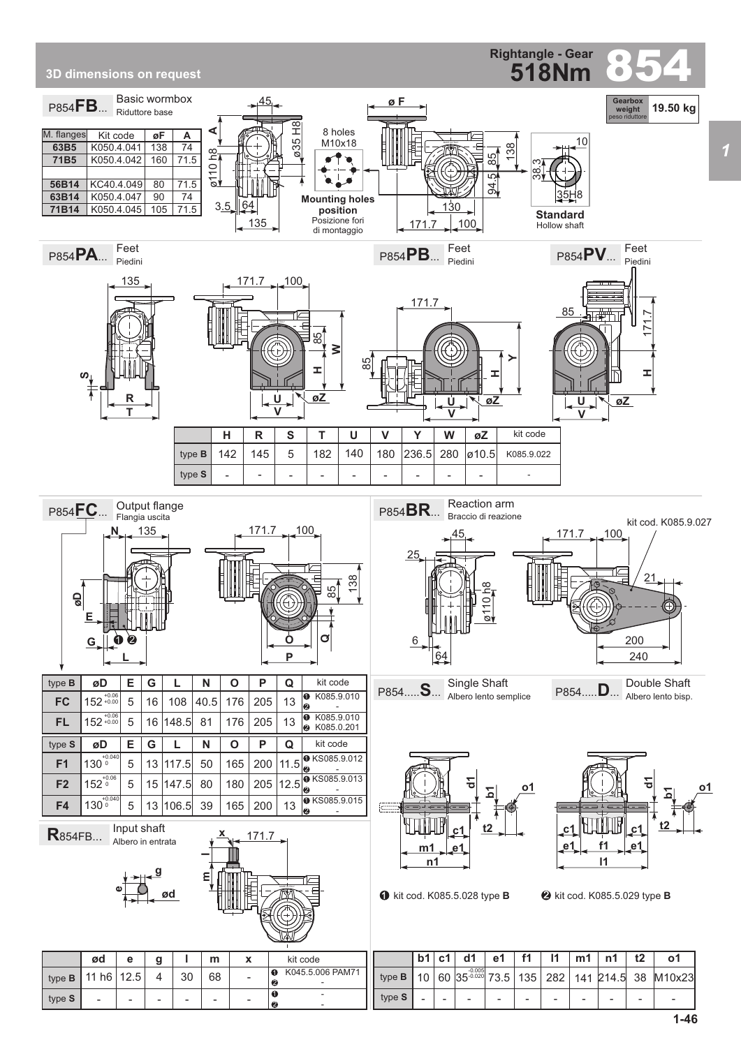3D dimensions on request

# Rightangle - Gear 518Nm 854

Gearbox weight / peso riduttore: 19.50 kg

## P854FB... Basic wormbox
Riduttore base

| M. flanges | Kit code | øF | A |
|---|---|---|---|
| 63B5 | K050.4.041 | 138 | 74 |
| 71B5 | K050.4.042 | 160 | 71.5 |
| | | | |
| 56B14 | KC40.4.049 | 80 | 71.5 |
| 63B14 | K050.4.047 | 90 | 74 |
| 71B14 | K050.4.045 | 105 | 71.5 |

8 holes M10x18

Mounting holes position
Posizione fori di montaggio

Standard
Hollow shaft

## P854PA... Feet
Piedini

## P854PB... Feet
Piedini

## P854PV... Feet
Piedini

| | H | R | S | T | U | V | Y | W | øZ | kit code |
|---|---|---|---|---|---|---|---|---|---|---|
| type B | 142 | 145 | 5 | 182 | 140 | 180 | 236.5 | 280 | ø10.5 | K085.9.022 |
| type S | - | - | - | - | - | - | - | - | - | - |

## P854FC... Output flange
Flangia uscita

| type B | øD | E | G | L | N | O | P | Q | kit code |
|---|---|---|---|---|---|---|---|---|---|
| FC | 152 $^{+0.06}_{+0.00}$ | 5 | 16 | 108 | 40.5 | 176 | 205 | 13 | ❶ K085.9.010 ❷ - |
| FL | 152 $^{+0.06}_{+0.00}$ | 5 | 16 | 148.5 | 81 | 176 | 205 | 13 | ❶ K085.9.010 ❷ K085.0.201 |

| type S | øD | E | G | L | N | O | P | Q | kit code |
|---|---|---|---|---|---|---|---|---|---|
| F1 | 130 $^{+0.040}_{0}$ | 5 | 13 | 117.5 | 50 | 165 | 200 | 11.5 | ❶ KS085.9.012 ❷ - |
| F2 | 152 $^{+0.06}_{0}$ | 5 | 15 | 147.5 | 80 | 180 | 205 | 12.5 | ❶ KS085.9.013 ❷ - |
| F4 | 130 $^{+0.040}_{0}$ | 5 | 13 | 106.5 | 39 | 165 | 200 | 13 | ❶ KS085.9.015 ❷ - |

## P854BR... Reaction arm
Braccio di reazione

kit cod. K085.9.027

## R854FB... Input shaft
Albero in entrata

| | ød | e | g | l | m | x | kit code |
|---|---|---|---|---|---|---|---|
| type B | 11 h6 | 12.5 | 4 | 30 | 68 | - | ❶ K045.5.006 PAM71 ❷ - |
| type S | - | - | - | - | - | - | ❶ - ❷ - |

## P854.....S... Single Shaft
Albero lento semplice

## P854.....D... Double Shaft
Albero lento bisp.

❶ kit cod. K085.5.028 type **B**

❷ kit cod. K085.5.029 type **B**

| | b1 | c1 | d1 | e1 | f1 | l1 | m1 | n1 | t2 | o1 |
|---|---|---|---|---|---|---|---|---|---|---|
| type B | 10 | 60 | 35 $^{-0.005}_{-0.020}$ | 73.5 | 135 | 282 | 141 | 214.5 | 38 | M10x23 |
| type S | - | - | - | - | - | - | - | - | - | - |